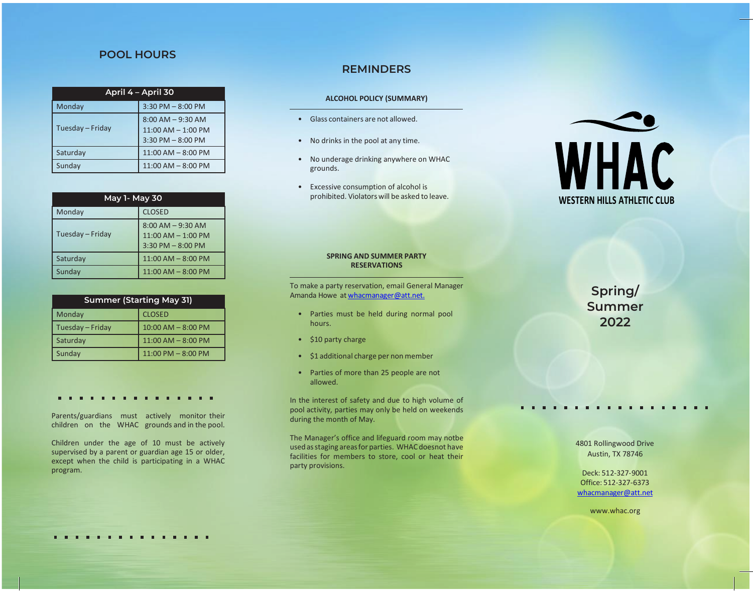## POOL HOURS

| April 4 – April 30 | |
|---|---|
| Monday | 3:30 PM – 8:00 PM |
| Tuesday – Friday | 8:00 AM – 9:30 AM<br>11:00 AM – 1:00 PM<br>3:30 PM – 8:00 PM |
| Saturday | 11:00 AM – 8:00 PM |
| Sunday | 11:00 AM – 8:00 PM |

| May 1- May 30 | |
|---|---|
| Monday | CLOSED |
| Tuesday – Friday | 8:00 AM – 9:30 AM<br>11:00 AM – 1:00 PM<br>3:30 PM – 8:00 PM |
| Saturday | 11:00 AM – 8:00 PM |
| Sunday | 11:00 AM – 8:00 PM |

| Summer (Starting May 31) | |
|---|---|
| Monday | CLOSED |
| Tuesday – Friday | 10:00 AM – 8:00 PM |
| Saturday | 11:00 AM – 8:00 PM |
| Sunday | 11:00 PM – 8:00 PM |

Parents/guardians must actively monitor their children on the WHAC grounds and in the pool.

Children under the age of 10 must be actively supervised by a parent or guardian age 15 or older, except when the child is participating in a WHAC program.

## REMINDERS

### ALCOHOL POLICY (SUMMARY)

- Glass containers are not allowed.
- No drinks in the pool at any time.
- No underage drinking anywhere on WHAC grounds.
- Excessive consumption of alcohol is prohibited. Violators will be asked to leave.

### SPRING AND SUMMER PARTY RESERVATIONS

To make a party reservation, email General Manager Amanda Howe at whacmanager@att.net.

- Parties must be held during normal pool hours.
- $10 party charge
- $1 additional charge per non member
- Parties of more than 25 people are not allowed.

In the interest of safety and due to high volume of pool activity, parties may only be held on weekends during the month of May.

The Manager's office and lifeguard room may notbe used as staging areas for parties. WHAC doesnot have facilities for members to store, cool or heat their party provisions.

# WHAC

**WESTERN HILLS ATHLETIC CLUB**

## Spring/ Summer 2022

4801 Rollingwood Drive
Austin, TX 78746

Deck: 512-327-9001
Office: 512-327-6373
whacmanager@att.net

www.whac.org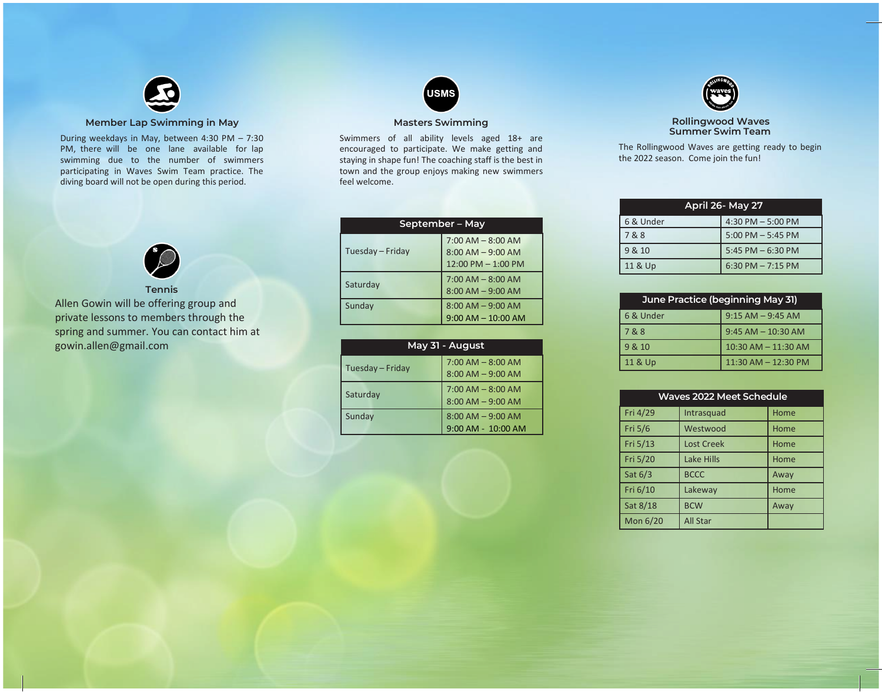## Member Lap Swimming in May

During weekdays in May, between 4:30 PM – 7:30 PM, there will be one lane available for lap swimming due to the number of swimmers participating in Waves Swim Team practice. The diving board will not be open during this period.

## Tennis

Allen Gowin will be offering group and private lessons to members through the spring and summer. You can contact him at gowin.allen@gmail.com

## Masters Swimming

Swimmers of all ability levels aged 18+ are encouraged to participate. We make getting and staying in shape fun! The coaching staff is the best in town and the group enjoys making new swimmers feel welcome.

| September – May | |
|---|---|
| Tuesday – Friday | 7:00 AM – 8:00 AM<br>8:00 AM – 9:00 AM<br>12:00 PM – 1:00 PM |
| Saturday | 7:00 AM – 8:00 AM<br>8:00 AM – 9:00 AM |
| Sunday | 8:00 AM – 9:00 AM<br>9:00 AM – 10:00 AM |

| May 31 - August | |
|---|---|
| Tuesday – Friday | 7:00 AM – 8:00 AM<br>8:00 AM – 9:00 AM |
| Saturday | 7:00 AM – 8:00 AM<br>8:00 AM – 9:00 AM |
| Sunday | 8:00 AM – 9:00 AM<br>9:00 AM - 10:00 AM |

## Rollingwood Waves Summer Swim Team

The Rollingwood Waves are getting ready to begin the 2022 season. Come join the fun!

| April 26- May 27 | |
|---|---|
| 6 & Under | 4:30 PM – 5:00 PM |
| 7 & 8 | 5:00 PM – 5:45 PM |
| 9 & 10 | 5:45 PM – 6:30 PM |
| 11 & Up | 6:30 PM – 7:15 PM |

| June Practice (beginning May 31) | |
|---|---|
| 6 & Under | 9:15 AM – 9:45 AM |
| 7 & 8 | 9:45 AM – 10:30 AM |
| 9 & 10 | 10:30 AM – 11:30 AM |
| 11 & Up | 11:30 AM – 12:30 PM |

| Waves 2022 Meet Schedule | | |
|---|---|---|
| Fri 4/29 | Intrasquad | Home |
| Fri 5/6 | Westwood | Home |
| Fri 5/13 | Lost Creek | Home |
| Fri 5/20 | Lake Hills | Home |
| Sat 6/3 | BCCC | Away |
| Fri 6/10 | Lakeway | Home |
| Sat 8/18 | BCW | Away |
| Mon 6/20 | All Star | |